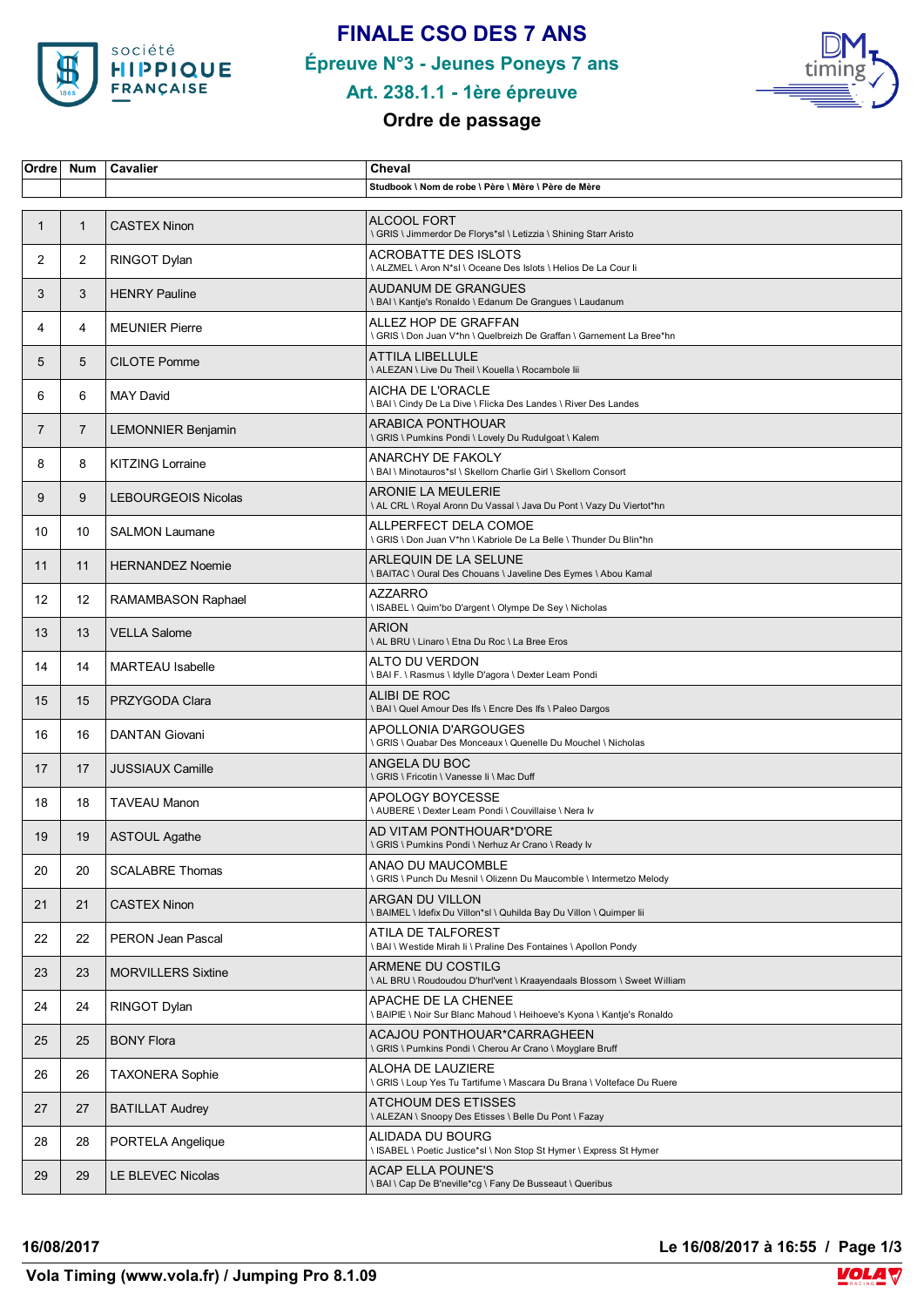# FINALE CSO DES 7 ANS

## Épreuve N°3 - Jeunes Poneys 7 ans

## Art. 238.1.1 - 1ère épreuve

### Ordre de passage

| Ordre | Num | Cavalier | Cheval<br>Studbook \ Nom de robe \ Père \ Mère \ Père de Mère |
|---|---|---|---|
| 1 | 1 | CASTEX Ninon | ALCOOL FORT<br>\ GRIS \ Jimmerdor De Florys*sl \ Letizzia \ Shining Starr Aristo |
| 2 | 2 | RINGOT Dylan | ACROBATTE DES ISLOTS<br>\ ALZMEL \ Aron N*sl \ Oceane Des Islots \ Helios De La Cour Ii |
| 3 | 3 | HENRY Pauline | AUDANUM DE GRANGUES<br>\ BAI \ Kantje's Ronaldo \ Edanum De Grangues \ Laudanum |
| 4 | 4 | MEUNIER Pierre | ALLEZ HOP DE GRAFFAN<br>\ GRIS \ Don Juan V*hn \ Quelbreizh De Graffan \ Garnement La Bree*hn |
| 5 | 5 | CILOTE Pomme | ATTILA LIBELLULE<br>\ ALEZAN \ Live Du Theil \ Kouella \ Rocambole Iii |
| 6 | 6 | MAY David | AICHA DE L'ORACLE<br>\ BAI \ Cindy De La Dive \ Flicka Des Landes \ River Des Landes |
| 7 | 7 | LEMONNIER Benjamin | ARABICA PONTHOUAR<br>\ GRIS \ Pumkins Pondi \ Lovely Du Rudulgoat \ Kalem |
| 8 | 8 | KITZING Lorraine | ANARCHY DE FAKOLY<br>\ BAI \ Minotauros*sl \ Skellorn Charlie Girl \ Skellorn Consort |
| 9 | 9 | LEBOURGEOIS Nicolas | ARONIE LA MEULERIE<br>\ AL CRL \ Royal Aronn Du Vassal \ Java Du Pont \ Vazy Du Viertot*hn |
| 10 | 10 | SALMON Laumane | ALLPERFECT DELA COMOE<br>\ GRIS \ Don Juan V*hn \ Kabriole De La Belle \ Thunder Du Blin*hn |
| 11 | 11 | HERNANDEZ Noemie | ARLEQUIN DE LA SELUNE<br>\ BAITAC \ Oural Des Chouans \ Javeline Des Eymes \ Abou Kamal |
| 12 | 12 | RAMAMBASON Raphael | AZZARRO<br>\ ISABEL \ Quim'bo D'argent \ Olympe De Sey \ Nicholas |
| 13 | 13 | VELLA Salome | ARION<br>\ AL BRU \ Linaro \ Etna Du Roc \ La Bree Eros |
| 14 | 14 | MARTEAU Isabelle | ALTO DU VERDON<br>\ BAI F. \ Rasmus \ Idylle D'agora \ Dexter Leam Pondi |
| 15 | 15 | PRZYGODA Clara | ALIBI DE ROC<br>\ BAI \ Quel Amour Des Ifs \ Encre Des Ifs \ Paleo Dargos |
| 16 | 16 | DANTAN Giovani | APOLLONIA D'ARGOUGES<br>\ GRIS \ Quabar Des Monceaux \ Quenelle Du Mouchel \ Nicholas |
| 17 | 17 | JUSSIAUX Camille | ANGELA DU BOC<br>\ GRIS \ Fricotin \ Vanesse Ii \ Mac Duff |
| 18 | 18 | TAVEAU Manon | APOLOGY BOYCESSE<br>\ AUBERE \ Dexter Leam Pondi \ Couvillaise \ Nera Iv |
| 19 | 19 | ASTOUL Agathe | AD VITAM PONTHOUAR*D'ORE<br>\ GRIS \ Pumkins Pondi \ Nerhuz Ar Crano \ Ready Iv |
| 20 | 20 | SCALABRE Thomas | ANAO DU MAUCOMBLE<br>\ GRIS \ Punch Du Mesnil \ Olizenn Du Maucomble \ Intermetzo Melody |
| 21 | 21 | CASTEX Ninon | ARGAN DU VILLON<br>\ BAIMEL \ Idefix Du Villon*sl \ Quhilda Bay Du Villon \ Quimper Iii |
| 22 | 22 | PERON Jean Pascal | ATILA DE TALFOREST<br>\ BAI \ Westide Mirah Ii \ Praline Des Fontaines \ Apollon Pondy |
| 23 | 23 | MORVILLERS Sixtine | ARMENE DU COSTILG<br>\ AL BRU \ Roudoudou D'hurl'vent \ Kraayendaals Blossom \ Sweet William |
| 24 | 24 | RINGOT Dylan | APACHE DE LA CHENEE<br>\ BAIPIE \ Noir Sur Blanc Mahoud \ Heihoeve's Kyona \ Kantje's Ronaldo |
| 25 | 25 | BONY Flora | ACAJOU PONTHOUAR*CARRAGHEEN<br>\ GRIS \ Pumkins Pondi \ Cherou Ar Crano \ Moyglare Bruff |
| 26 | 26 | TAXONERA Sophie | ALOHA DE LAUZIERE<br>\ GRIS \ Loup Yes Tu Tartifume \ Mascara Du Brana \ Volteface Du Ruere |
| 27 | 27 | BATILLAT Audrey | ATCHOUM DES ETISSES<br>\ ALEZAN \ Snoopy Des Etisses \ Belle Du Pont \ Fazay |
| 28 | 28 | PORTELA Angelique | ALIDADA DU BOURG<br>\ ISABEL \ Poetic Justice*sl \ Non Stop St Hymer \ Express St Hymer |
| 29 | 29 | LE BLEVEC Nicolas | ACAP ELLA POUNE'S<br>\ BAI \ Cap De B'neville*cg \ Fany De Busseaut \ Queribus |

16/08/2017 — Le 16/08/2017 à 16:55

Vola Timing (www.vola.fr) / Jumping Pro 8.1.09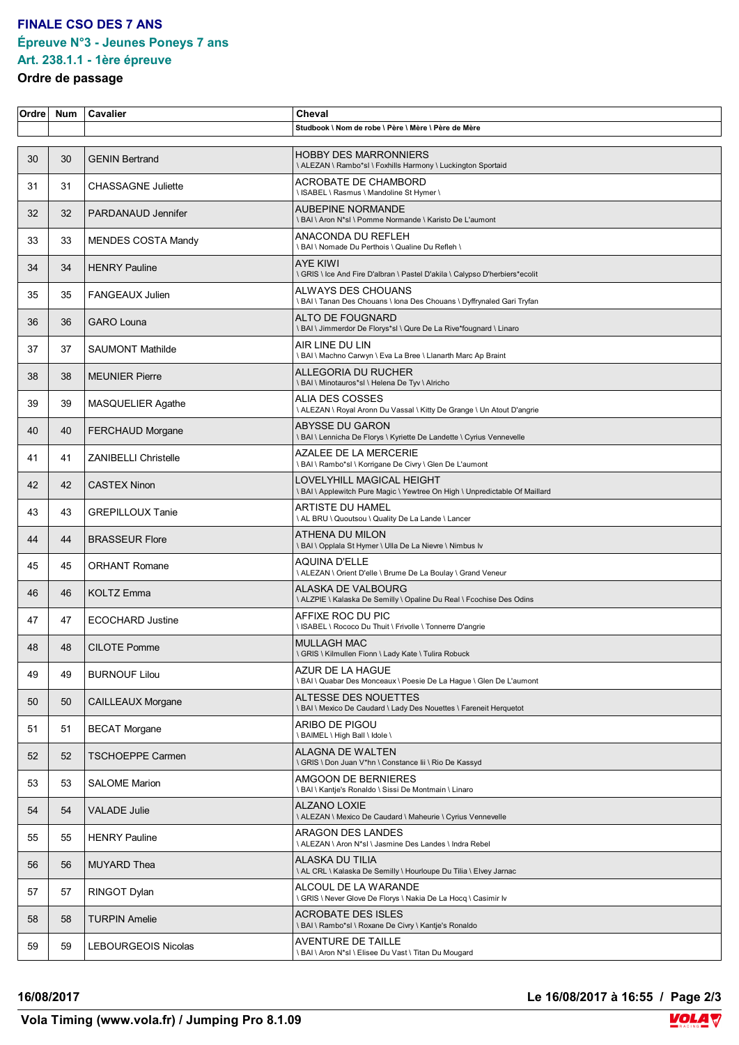# FINALE CSO DES 7 ANS

## Épreuve N°3 - Jeunes Poneys 7 ans

## Art. 238.1.1 - 1ère épreuve

**Ordre de passage**

| Ordre | Num | Cavalier | Cheval |
|---|---|---|---|
| | | | Studbook \ Nom de robe \ Père \ Mère \ Père de Mère |
| 30 | 30 | GENIN Bertrand | HOBBY DES MARRONNIERS<br>\ ALEZAN \ Rambo*sl \ Foxhills Harmony \ Luckington Sportaid |
| 31 | 31 | CHASSAGNE Juliette | ACROBATE DE CHAMBORD<br>\ ISABEL \ Rasmus \ Mandoline St Hymer \ |
| 32 | 32 | PARDANAUD Jennifer | AUBEPINE NORMANDE<br>\ BAI \ Aron N*sl \ Pomme Normande \ Karisto De L'aumont |
| 33 | 33 | MENDES COSTA Mandy | ANACONDA DU REFLEH<br>\ BAI \ Nomade Du Perthois \ Qualine Du Refleh \ |
| 34 | 34 | HENRY Pauline | AYE KIWI<br>\ GRIS \ Ice And Fire D'albran \ Pastel D'akila \ Calypso D'herbiers*ecolit |
| 35 | 35 | FANGEAUX Julien | ALWAYS DES CHOUANS<br>\ BAI \ Tanan Des Chouans \ Iona Des Chouans \ Dyffrynaled Gari Tryfan |
| 36 | 36 | GARO Louna | ALTO DE FOUGNARD<br>\ BAI \ Jimmerdor De Florys*sl \ Qure De La Rive*fougnard \ Linaro |
| 37 | 37 | SAUMONT Mathilde | AIR LINE DU LIN<br>\ BAI \ Machno Carwyn \ Eva La Bree \ Llanarth Marc Ap Braint |
| 38 | 38 | MEUNIER Pierre | ALLEGORIA DU RUCHER<br>\ BAI \ Minotauros*sl \ Helena De Tyv \ Alricho |
| 39 | 39 | MASQUELIER Agathe | ALIA DES COSSES<br>\ ALEZAN \ Royal Aronn Du Vassal \ Kitty De Grange \ Un Atout D'angrie |
| 40 | 40 | FERCHAUD Morgane | ABYSSE DU GARON<br>\ BAI \ Lennicha De Florys \ Kyriette De Landette \ Cyrius Vennevelle |
| 41 | 41 | ZANIBELLI Christelle | AZALEE DE LA MERCERIE<br>\ BAI \ Rambo*sl \ Korrigane De Civry \ Glen De L'aumont |
| 42 | 42 | CASTEX Ninon | LOVELYHILL MAGICAL HEIGHT<br>\ BAI \ Applewitch Pure Magic \ Yewtree On High \ Unpredictable Of Maillard |
| 43 | 43 | GREPILLOUX Tanie | ARTISTE DU HAMEL<br>\ AL BRU \ Quoutsou \ Quality De La Lande \ Lancer |
| 44 | 44 | BRASSEUR Flore | ATHENA DU MILON<br>\ BAI \ Opplala St Hymer \ Ulla De La Nievre \ Nimbus Iv |
| 45 | 45 | ORHANT Romane | AQUINA D'ELLE<br>\ ALEZAN \ Orient D'elle \ Brume De La Boulay \ Grand Veneur |
| 46 | 46 | KOLTZ Emma | ALASKA DE VALBOURG<br>\ ALZPIE \ Kalaska De Semilly \ Opaline Du Real \ Fcochise Des Odins |
| 47 | 47 | ECOCHARD Justine | AFFIXE ROC DU PIC<br>\ ISABEL \ Rococo Du Thuit \ Frivolle \ Tonnerre D'angrie |
| 48 | 48 | CILOTE Pomme | MULLAGH MAC<br>\ GRIS \ Kilmullen Fionn \ Lady Kate \ Tulira Robuck |
| 49 | 49 | BURNOUF Lilou | AZUR DE LA HAGUE<br>\ BAI \ Quabar Des Monceaux \ Poesie De La Hague \ Glen De L'aumont |
| 50 | 50 | CAILLEAUX Morgane | ALTESSE DES NOUETTES<br>\ BAI \ Mexico De Caudard \ Lady Des Nouettes \ Fareneit Herquetot |
| 51 | 51 | BECAT Morgane | ARIBO DE PIGOU<br>\ BAIMEL \ High Ball \ Idole \ |
| 52 | 52 | TSCHOEPPE Carmen | ALAGNA DE WALTEN<br>\ GRIS \ Don Juan V*hn \ Constance Iii \ Rio De Kassyd |
| 53 | 53 | SALOME Marion | AMGOON DE BERNIERES<br>\ BAI \ Kantje's Ronaldo \ Sissi De Montmain \ Linaro |
| 54 | 54 | VALADE Julie | ALZANO LOXIE<br>\ ALEZAN \ Mexico De Caudard \ Maheurie \ Cyrius Vennevelle |
| 55 | 55 | HENRY Pauline | ARAGON DES LANDES<br>\ ALEZAN \ Aron N*sl \ Jasmine Des Landes \ Indra Rebel |
| 56 | 56 | MUYARD Thea | ALASKA DU TILIA<br>\ AL CRL \ Kalaska De Semilly \ Hourloupe Du Tilia \ Elvey Jarnac |
| 57 | 57 | RINGOT Dylan | ALCOUL DE LA WARANDE<br>\ GRIS \ Never Glove De Florys \ Nakia De La Hocq \ Casimir Iv |
| 58 | 58 | TURPIN Amelie | ACROBATE DES ISLES<br>\ BAI \ Rambo*sl \ Roxane De Civry \ Kantje's Ronaldo |
| 59 | 59 | LEBOURGEOIS Nicolas | AVENTURE DE TAILLE<br>\ BAI \ Aron N*sl \ Elisee Du Vast \ Titan Du Mougard |

16/08/2017 — Le 16/08/2017 à 16:55

Vola Timing (www.vola.fr) / Jumping Pro 8.1.09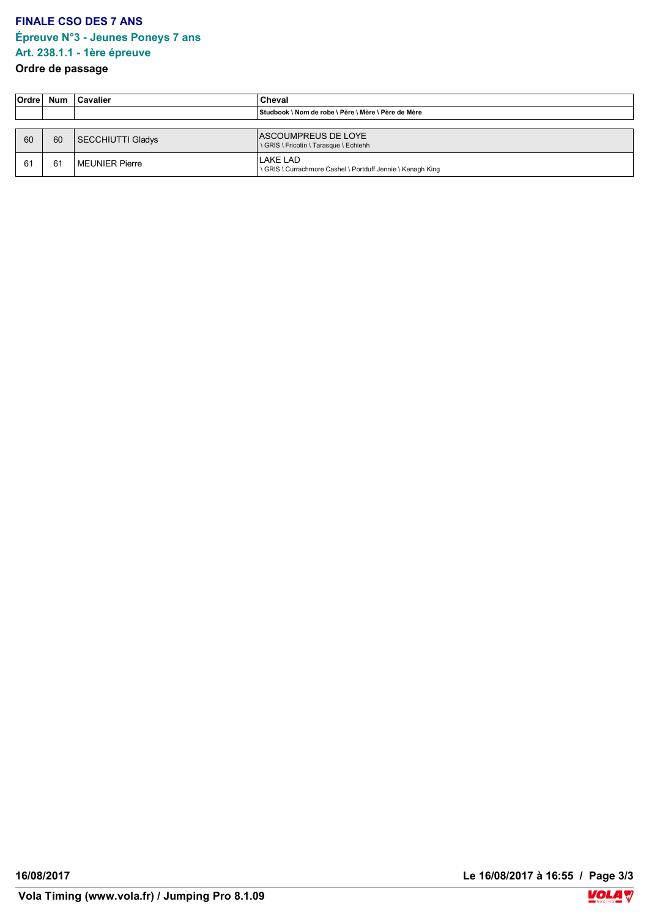**FINALE CSO DES 7 ANS**

**Épreuve N°3 - Jeunes Poneys 7 ans**

**Art. 238.1.1 - 1ère épreuve**

**Ordre de passage**

| Ordre | Num | Cavalier | Cheval<br>Studbook \ Nom de robe \ Père \ Mère \ Père de Mère |
|---|---|---|---|
| 60 | 60 | SECCHIUTTI Gladys | ASCOUMPREUS DE LOYE<br>\ GRIS \ Fricotin \ Tarasque \ Echiehh |
| 61 | 61 | MEUNIER Pierre | LAKE LAD<br>\ GRIS \ Currachmore Cashel \ Portduff Jennie \ Kenagh King |

16/08/2017 — Le 16/08/2017 à 16:55

Vola Timing (www.vola.fr) / Jumping Pro 8.1.09